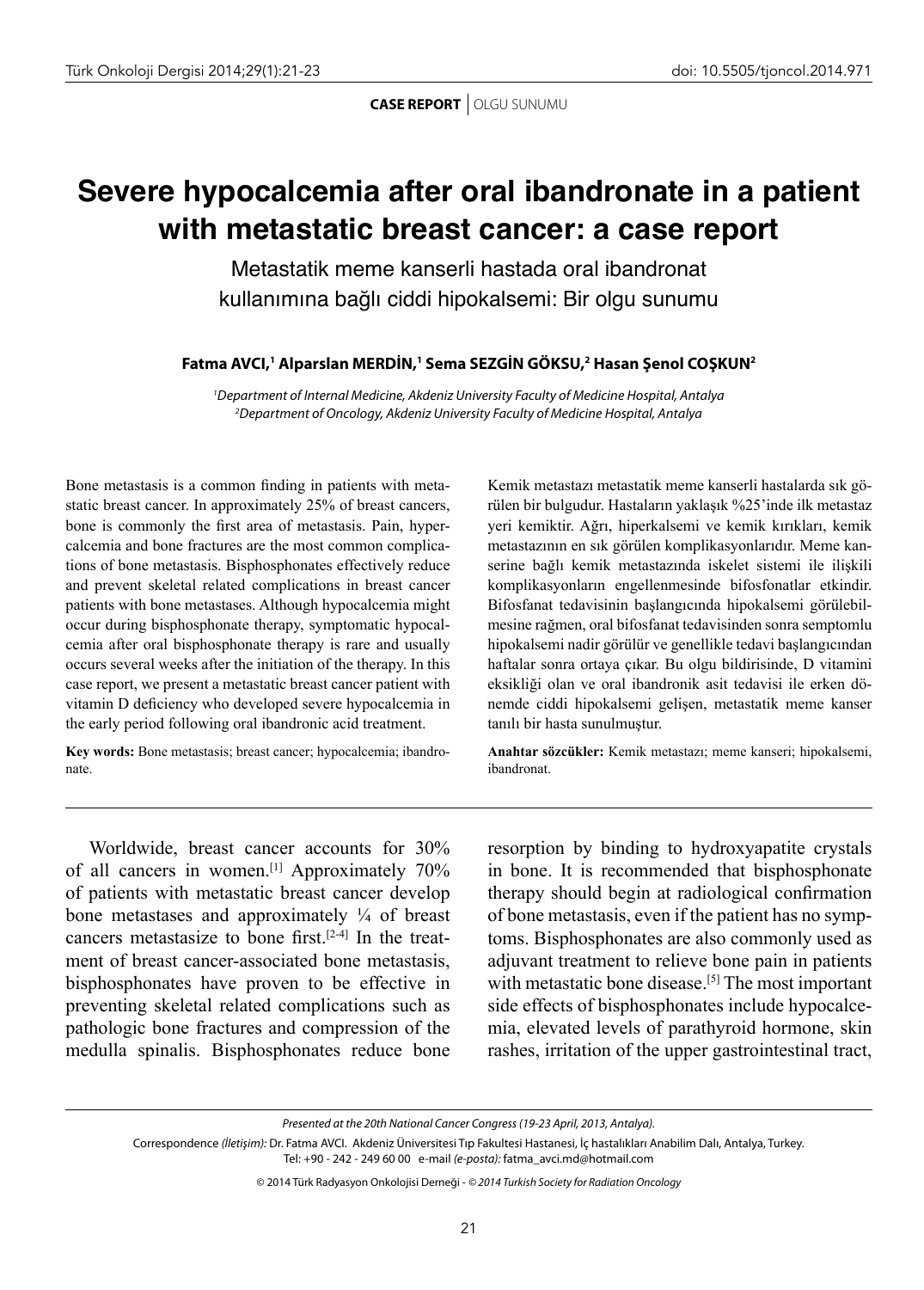CASE REPORT | OLGU SUNUMU

# Severe hypocalcemia after oral ibandronate in a patient with metastatic breast cancer: a case report

## Metastatik meme kanserli hastada oral ibandronat kullanımına bağlı ciddi hipokalsemi: Bir olgu sunumu

**Fatma AVCI,[1] Alparslan MERDİN,[1] Sema SEZGİN GÖKSU,[2] Hasan Şenol COŞKUN[2]**

*[1]Department of Internal Medicine, Akdeniz University Faculty of Medicine Hospital, Antalya*
*[2]Department of Oncology, Akdeniz University Faculty of Medicine Hospital, Antalya*

Bone metastasis is a common finding in patients with metastatic breast cancer. In approximately 25% of breast cancers, bone is commonly the first area of metastasis. Pain, hypercalcemia and bone fractures are the most common complications of bone metastasis. Bisphosphonates effectively reduce and prevent skeletal related complications in breast cancer patients with bone metastases. Although hypocalcemia might occur during bisphosphonate therapy, symptomatic hypocalcemia after oral bisphosphonate therapy is rare and usually occurs several weeks after the initiation of the therapy. In this case report, we present a metastatic breast cancer patient with vitamin D deficiency who developed severe hypocalcemia in the early period following oral ibandronic acid treatment.

**Key words:** Bone metastasis; breast cancer; hypocalcemia; ibandronate.

Kemik metastazı metastatik meme kanserli hastalarda sık görülen bir bulgudur. Hastaların yaklaşık %25'inde ilk metastaz yeri kemiktir. Ağrı, hiperkalsemi ve kemik kırıkları, kemik metastazının en sık görülen komplikasyonlarıdır. Meme kanserine bağlı kemik metastazında iskelet sistemi ile ilişkili komplikasyonların engellenmesinde bifosfonatlar etkindir. Bifosfanat tedavisinin başlangıcında hipokalsemi görülebilmesine rağmen, oral bifosfanat tedavisinden sonra semptomlu hipokalsemi nadir görülür ve genellikle tedavi başlangıcından haftalar sonra ortaya çıkar. Bu olgu bildirisinde, D vitamini eksikliği olan ve oral ibandronik asit tedavisi ile erken dönemde ciddi hipokalsemi gelişen, metastatik meme kanser tanılı bir hasta sunulmuştur.

**Anahtar sözcükler:** Kemik metastazı; meme kanseri; hipokalsemi, ibandronat.

---

Worldwide, breast cancer accounts for 30% of all cancers in women.[1] Approximately 70% of patients with metastatic breast cancer develop bone metastases and approximately ¼ of breast cancers metastasize to bone first.[2-4] In the treatment of breast cancer-associated bone metastasis, bisphosphonates have proven to be effective in preventing skeletal related complications such as pathologic bone fractures and compression of the medulla spinalis. Bisphosphonates reduce bone resorption by binding to hydroxyapatite crystals in bone. It is recommended that bisphosphonate therapy should begin at radiological confirmation of bone metastasis, even if the patient has no symptoms. Bisphosphonates are also commonly used as adjuvant treatment to relieve bone pain in patients with metastatic bone disease.[5] The most important side effects of bisphosphonates include hypocalcemia, elevated levels of parathyroid hormone, skin rashes, irritation of the upper gastrointestinal tract,

---

*Presented at the 20th National Cancer Congress (19-23 April, 2013, Antalya).*

Correspondence *(İletişim):* Dr. Fatma AVCI. Akdeniz Üniversitesi Tıp Fakultesi Hastanesi, İç hastalıkları Anabilim Dalı, Antalya, Turkey. Tel: +90 - 242 - 249 60 00 e-mail *(e-posta):* fatma_avci.md@hotmail.com

© 2014 Türk Radyasyon Onkolojisi Derneği - *© 2014 Turkish Society for Radiation Oncology*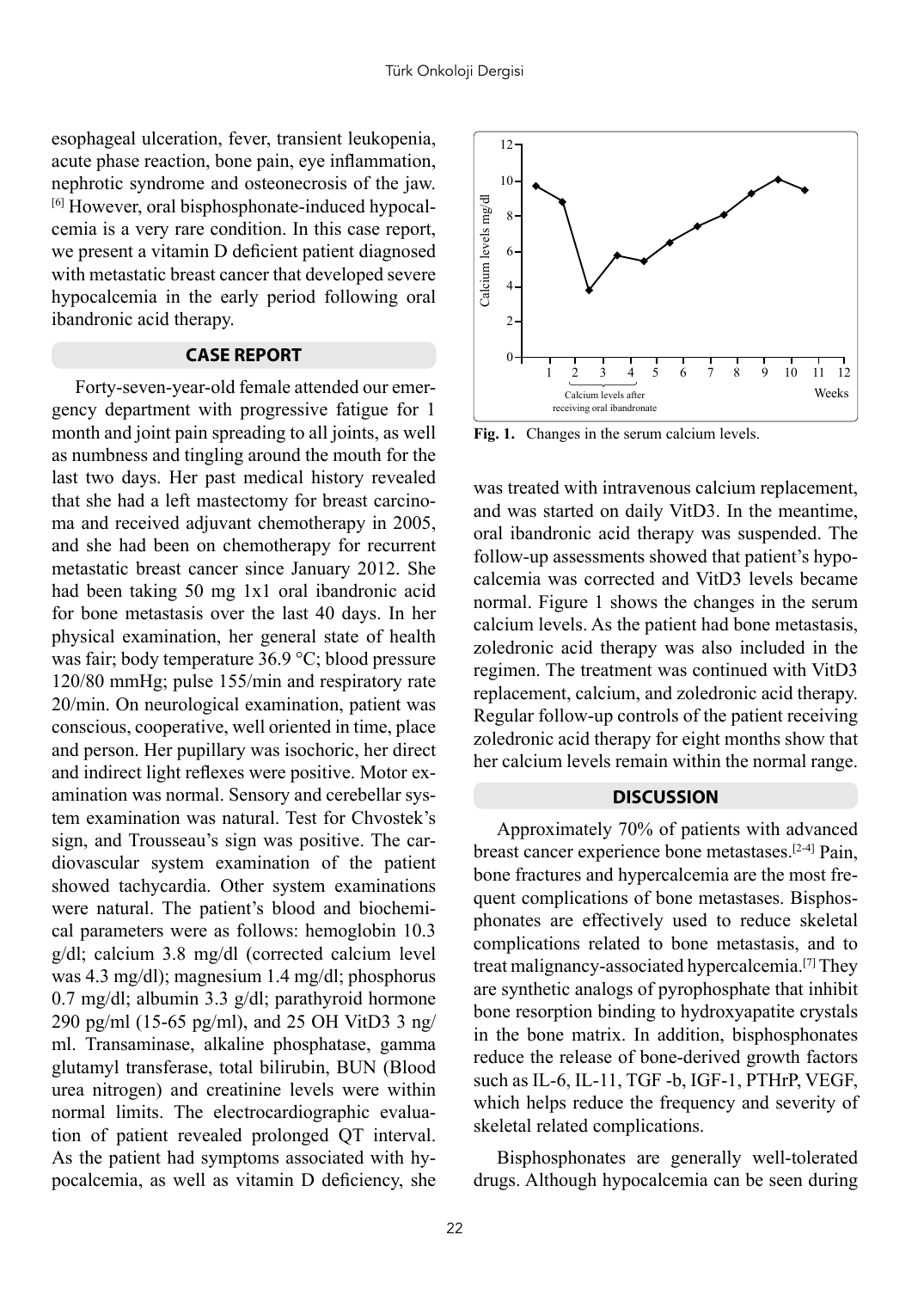esophageal ulceration, fever, transient leukopenia, acute phase reaction, bone pain, eye inflammation, nephrotic syndrome and osteonecrosis of the jaw.[6] However, oral bisphosphonate-induced hypocalcemia is a very rare condition. In this case report, we present a vitamin D deficient patient diagnosed with metastatic breast cancer that developed severe hypocalcemia in the early period following oral ibandronic acid therapy.

## CASE REPORT

Forty-seven-year-old female attended our emergency department with progressive fatigue for 1 month and joint pain spreading to all joints, as well as numbness and tingling around the mouth for the last two days. Her past medical history revealed that she had a left mastectomy for breast carcinoma and received adjuvant chemotherapy in 2005, and she had been on chemotherapy for recurrent metastatic breast cancer since January 2012. She had been taking 50 mg 1x1 oral ibandronic acid for bone metastasis over the last 40 days. In her physical examination, her general state of health was fair; body temperature 36.9 °C; blood pressure 120/80 mmHg; pulse 155/min and respiratory rate 20/min. On neurological examination, patient was conscious, cooperative, well oriented in time, place and person. Her pupillary was isochoric, her direct and indirect light reflexes were positive. Motor examination was normal. Sensory and cerebellar system examination was natural. Test for Chvostek's sign, and Trousseau's sign was positive. The cardiovascular system examination of the patient showed tachycardia. Other system examinations were natural. The patient's blood and biochemical parameters were as follows: hemoglobin 10.3 g/dl; calcium 3.8 mg/dl (corrected calcium level was 4.3 mg/dl); magnesium 1.4 mg/dl; phosphorus 0.7 mg/dl; albumin 3.3 g/dl; parathyroid hormone 290 pg/ml (15-65 pg/ml), and 25 OH VitD3 3 ng/ml. Transaminase, alkaline phosphatase, gamma glutamyl transferase, total bilirubin, BUN (Blood urea nitrogen) and creatinine levels were within normal limits. The electrocardiographic evaluation of patient revealed prolonged QT interval. As the patient had symptoms associated with hypocalcemia, as well as vitamin D deficiency, she was treated with intravenous calcium replacement, and was started on daily VitD3. In the meantime, oral ibandronic acid therapy was suspended. The follow-up assessments showed that patient's hypocalcemia was corrected and VitD3 levels became normal. Figure 1 shows the changes in the serum calcium levels. As the patient had bone metastasis, zoledronic acid therapy was also included in the regimen. The treatment was continued with VitD3 replacement, calcium, and zoledronic acid therapy. Regular follow-up controls of the patient receiving zoledronic acid therapy for eight months show that her calcium levels remain within the normal range.

**Fig. 1.** Changes in the serum calcium levels.

## DISCUSSION

Approximately 70% of patients with advanced breast cancer experience bone metastases.[2-4] Pain, bone fractures and hypercalcemia are the most frequent complications of bone metastases. Bisphosphonates are effectively used to reduce skeletal complications related to bone metastasis, and to treat malignancy-associated hypercalcemia.[7] They are synthetic analogs of pyrophosphate that inhibit bone resorption binding to hydroxyapatite crystals in the bone matrix. In addition, bisphosphonates reduce the release of bone-derived growth factors such as IL-6, IL-11, TGF -b, IGF-1, PTHrP, VEGF, which helps reduce the frequency and severity of skeletal related complications.

Bisphosphonates are generally well-tolerated drugs. Although hypocalcemia can be seen during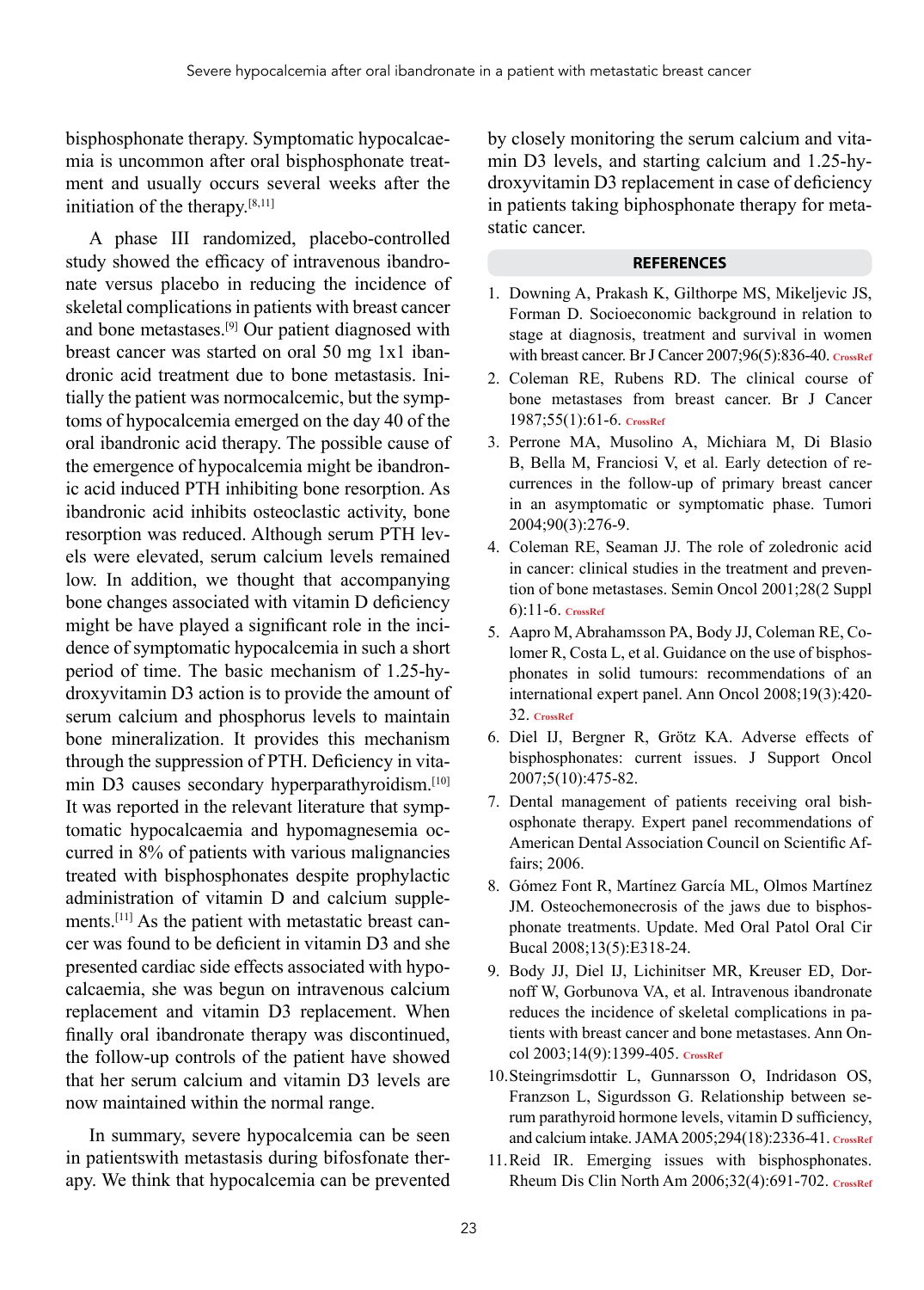bisphosphonate therapy. Symptomatic hypocalcaemia is uncommon after oral bisphosphonate treatment and usually occurs several weeks after the initiation of the therapy.[8,11]

A phase III randomized, placebo-controlled study showed the efficacy of intravenous ibandronate versus placebo in reducing the incidence of skeletal complications in patients with breast cancer and bone metastases.[9] Our patient diagnosed with breast cancer was started on oral 50 mg 1x1 ibandronic acid treatment due to bone metastasis. Initially the patient was normocalcemic, but the symptoms of hypocalcemia emerged on the day 40 of the oral ibandronic acid therapy. The possible cause of the emergence of hypocalcemia might be ibandronic acid induced PTH inhibiting bone resorption. As ibandronic acid inhibits osteoclastic activity, bone resorption was reduced. Although serum PTH levels were elevated, serum calcium levels remained low. In addition, we thought that accompanying bone changes associated with vitamin D deficiency might be have played a significant role in the incidence of symptomatic hypocalcemia in such a short period of time. The basic mechanism of 1.25-hydroxyvitamin D3 action is to provide the amount of serum calcium and phosphorus levels to maintain bone mineralization. It provides this mechanism through the suppression of PTH. Deficiency in vitamin D3 causes secondary hyperparathyroidism.[10] It was reported in the relevant literature that symptomatic hypocalcaemia and hypomagnesemia occurred in 8% of patients with various malignancies treated with bisphosphonates despite prophylactic administration of vitamin D and calcium supplements.[11] As the patient with metastatic breast cancer was found to be deficient in vitamin D3 and she presented cardiac side effects associated with hypocalcaemia, she was begun on intravenous calcium replacement and vitamin D3 replacement. When finally oral ibandronate therapy was discontinued, the follow-up controls of the patient have showed that her serum calcium and vitamin D3 levels are now maintained within the normal range.

In summary, severe hypocalcemia can be seen in patientswith metastasis during bifosfonate therapy. We think that hypocalcemia can be prevented by closely monitoring the serum calcium and vitamin D3 levels, and starting calcium and 1.25-hydroxyvitamin D3 replacement in case of deficiency in patients taking biphosphonate therapy for metastatic cancer.

## REFERENCES

1. Downing A, Prakash K, Gilthorpe MS, Mikeljevic JS, Forman D. Socioeconomic background in relation to stage at diagnosis, treatment and survival in women with breast cancer. Br J Cancer 2007;96(5):836-40. CrossRef
2. Coleman RE, Rubens RD. The clinical course of bone metastases from breast cancer. Br J Cancer 1987;55(1):61-6. CrossRef
3. Perrone MA, Musolino A, Michiara M, Di Blasio B, Bella M, Franciosi V, et al. Early detection of recurrences in the follow-up of primary breast cancer in an asymptomatic or symptomatic phase. Tumori 2004;90(3):276-9.
4. Coleman RE, Seaman JJ. The role of zoledronic acid in cancer: clinical studies in the treatment and prevention of bone metastases. Semin Oncol 2001;28(2 Suppl 6):11-6. CrossRef
5. Aapro M, Abrahamsson PA, Body JJ, Coleman RE, Colomer R, Costa L, et al. Guidance on the use of bisphosphonates in solid tumours: recommendations of an international expert panel. Ann Oncol 2008;19(3):420-32. CrossRef
6. Diel IJ, Bergner R, Grötz KA. Adverse effects of bisphosphonates: current issues. J Support Oncol 2007;5(10):475-82.
7. Dental management of patients receiving oral bishosphonate therapy. Expert panel recommendations of American Dental Association Council on Scientific Affairs; 2006.
8. Gómez Font R, Martínez García ML, Olmos Martínez JM. Osteochemonecrosis of the jaws due to bisphosphonate treatments. Update. Med Oral Patol Oral Cir Bucal 2008;13(5):E318-24.
9. Body JJ, Diel IJ, Lichinitser MR, Kreuser ED, Dornoff W, Gorbunova VA, et al. Intravenous ibandronate reduces the incidence of skeletal complications in patients with breast cancer and bone metastases. Ann Oncol 2003;14(9):1399-405. CrossRef
10. Steingrimsdottir L, Gunnarsson O, Indridason OS, Franzson L, Sigurdsson G. Relationship between serum parathyroid hormone levels, vitamin D sufficiency, and calcium intake. JAMA 2005;294(18):2336-41. CrossRef
11. Reid IR. Emerging issues with bisphosphonates. Rheum Dis Clin North Am 2006;32(4):691-702. CrossRef